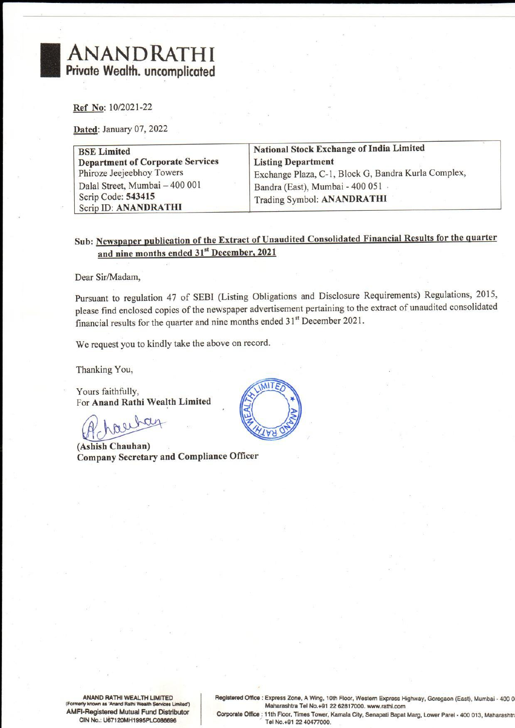# ANANDRATHI

**Private Wealth. uncomplicated**

**Ref No:** 10/2021-22

**Dated:** January 07, 2022

| **BSE Limited**<br>**Department of Corporate Services**<br>Phiroze Jeejeebhoy Towers<br>Dalal Street, Mumbai – 400 001<br>Scrip Code: **543415**<br>Scrip ID: **ANANDRATHI** | **National Stock Exchange of India Limited**<br>**Listing Department**<br>Exchange Plaza, C-1, Block G, Bandra Kurla Complex,<br>Bandra (East), Mumbai - 400 051<br>Trading Symbol: **ANANDRATHI** |
|---|---|

**Sub: Newspaper publication of the Extract of Unaudited Consolidated Financial Results for the quarter and nine months ended 31st December, 2021**

Dear Sir/Madam,

Pursuant to regulation 47 of SEBI (Listing Obligations and Disclosure Requirements) Regulations, 2015, please find enclosed copies of the newspaper advertisement pertaining to the extract of unaudited consolidated financial results for the quarter and nine months ended 31st December 2021.

We request you to kindly take the above on record.

Thanking You,

Yours faithfully,
For **Anand Rathi Wealth Limited**

**(Ashish Chauhan)**
**Company Secretary and Compliance Officer**

**ANAND RATHI WEALTH LIMITED**
(Formerly known as 'Anand Rathi Wealth Services Limited')
**AMFI-Registered Mutual Fund Distributor**
**CIN No.: U67120MH1995PLC086696**

**Registered Office** : Express Zone, A Wing, 10th Floor, Western Express Highway, Goregaon (East), Mumbai - 400 0 Maharashtra Tel No.+91 22 62817000. www.rathi.com

**Corporate Office** : 11th Floor, Times Tower, Kamala City, Senapati Bapat Marg, Lower Parel - 400 013, Maharashtra Tel No.+91 22 40477000.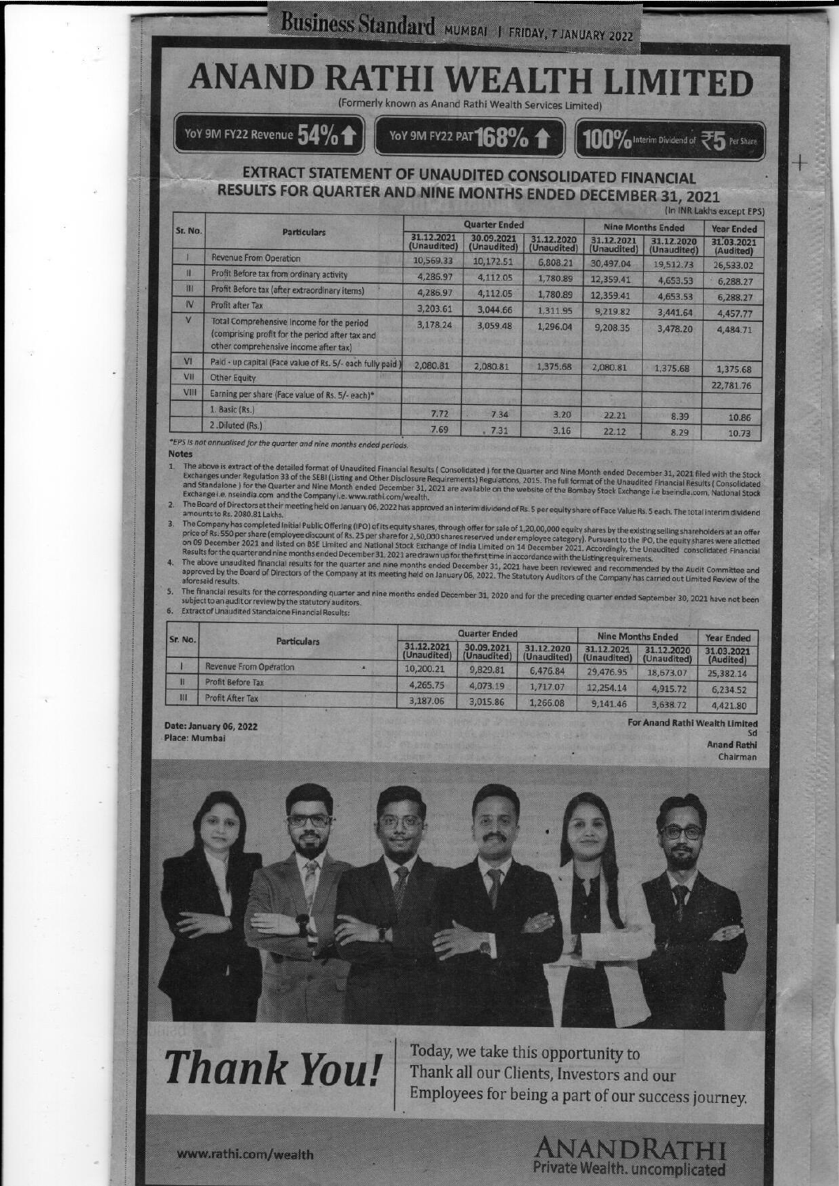# ANAND RATHI WEALTH LIMITED

(Formerly known as Anand Rathi Wealth Services Limited)

YoY 9M FY22 Revenue **54%** ↑ | YoY 9M FY22 PAT **168%** ↑ | **100%** Interim Dividend of ₹5 Per Share

## EXTRACT STATEMENT OF UNAUDITED CONSOLIDATED FINANCIAL RESULTS FOR QUARTER AND NINE MONTHS ENDED DECEMBER 31, 2021

(In INR Lakhs except EPS)

| Sr. No. | Particulars | Quarter Ended | | | Nine Months Ended | | Year Ended |
|---|---|---|---|---|---|---|---|
| | | 31.12.2021 (Unaudited) | 30.09.2021 (Unaudited) | 31.12.2020 (Unaudited) | 31.12.2021 (Unaudited) | 31.12.2020 (Unaudited) | 31.03.2021 (Audited) |
| I | Revenue From Operation | 10,569.33 | 10,172.51 | 6,808.21 | 30,497.04 | 19,512.73 | 26,533.02 |
| II | Profit Before tax from ordinary activity | 4,286.97 | 4,112.05 | 1,780.89 | 12,359.41 | 4,653.53 | 6,288.27 |
| III | Profit Before tax (after extraordinary items) | 4,286.97 | 4,112.05 | 1,780.89 | 12,359.41 | 4,653.53 | 6,288.27 |
| IV | Profit after Tax | 3,203.61 | 3,044.66 | 1,311.95 | 9,219.82 | 3,441.64 | 4,457.77 |
| V | Total Comprehensive Income for the period (comprising profit for the period after tax and other comprehensive income after tax) | 3,178.24 | 3,059.48 | 1,296.04 | 9,208.35 | 3,478.20 | 4,484.71 |
| VI | Paid - up capital (Face value of Rs. 5/- each fully paid) | 2,080.81 | 2,080.81 | 1,375.68 | 2,080.81 | 1,375.68 | 1,375.68 |
| VII | Other Equity | | | | | | 22,781.76 |
| VIII | Earning per share (Face value of Rs. 5/- each)* | | | | | | |
| | 1. Basic (Rs.) | 7.72 | 7.34 | 3.20 | 22.21 | 8.39 | 10.86 |
| | 2. Diluted (Rs.) | 7.69 | 7.31 | 3.16 | 22.12 | 8.29 | 10.73 |

*EPS is not annualised for the quarter and nine months ended periods.

**Notes**

1. The above is extract of the detailed format of Unaudited Financial Results ( Consolidated ) for the Quarter and Nine Month ended December 31, 2021 filed with the Stock Exchanges under Regulation 33 of the SEBI (Listing and Other Disclosure Requirements) Regulations, 2015. The full format of the Unaudited Financial Results ( Consolidated and Standalone ) for the Quarter and Nine Month ended December 31, 2021 are available on the website of the Bombay Stock Exchange i.e bseindia.com, National Stock Exchange i.e. nseindia.com and the Company i.e. www.rathi.com/wealth.
2. The Board of Directors at their meeting held on January 06, 2022 has approved an interim dividend of Rs. 5 per equity share of Face Value Rs. 5 each. The total interim dividend amounts to Rs. 2080.81 Lakhs.
3. The Company has completed Initial Public Offering (IPO) of its equity shares, through offer for sale of 1,20,00,000 equity shares by the existing selling shareholders at an offer price of Rs. 550 per share (employee discount of Rs. 25 per share for 2,50,000 shares reserved under employee category). Pursuant to the IPO, the equity shares were allotted on 09 December 2021 and listed on BSE Limited and National Stock Exchange of India Limited on 14 December 2021. Accordingly, the Unaudited consolidated Financial Results for the quarter and nine months ended December 31, 2021 are drawn up for the first time in accordance with the Listing requirements.
4. The above unaudited financial results for the quarter and nine months ended December 31, 2021 have been reviewed and recommended by the Audit Committee and approved by the Board of Directors of the Company at its meeting held on January 06, 2022. The Statutory Auditors of the Company has carried out Limited Review of the aforesaid results.
5. The financial results for the corresponding quarter and nine months ended December 31, 2020 and for the preceding quarter ended September 30, 2021 have not been subject to an audit or review by the statutory auditors.
6. Extract of Unaudited Standalone Financial Results:

| Sr. No. | Particulars | Quarter Ended | | | Nine Months Ended | | Year Ended |
|---|---|---|---|---|---|---|---|
| | | 31.12.2021 (Unaudited) | 30.09.2021 (Unaudited) | 31.12.2020 (Unaudited) | 31.12.2021 (Unaudited) | 31.12.2020 (Unaudited) | 31.03.2021 (Audited) |
| I | Revenue From Operation | 10,200.21 | 9,829.81 | 6,476.84 | 29,476.95 | 18,673.07 | 25,382.14 |
| II | Profit Before Tax | 4,265.75 | 4,073.19 | 1,717.07 | 12,254.14 | 4,915.72 | 6,234.52 |
| III | Profit After Tax | 3,187.06 | 3,015.86 | 1,266.08 | 9,141.46 | 3,638.72 | 4,421.80 |

Date: January 06, 2022
Place: Mumbai

For Anand Rathi Wealth Limited
Sd
Anand Rathi
Chairman

# Thank You!

Today, we take this opportunity to Thank all our Clients, Investors and our Employees for being a part of our success journey.

www.rathi.com/wealth

ANANDRATHI
Private Wealth. uncomplicated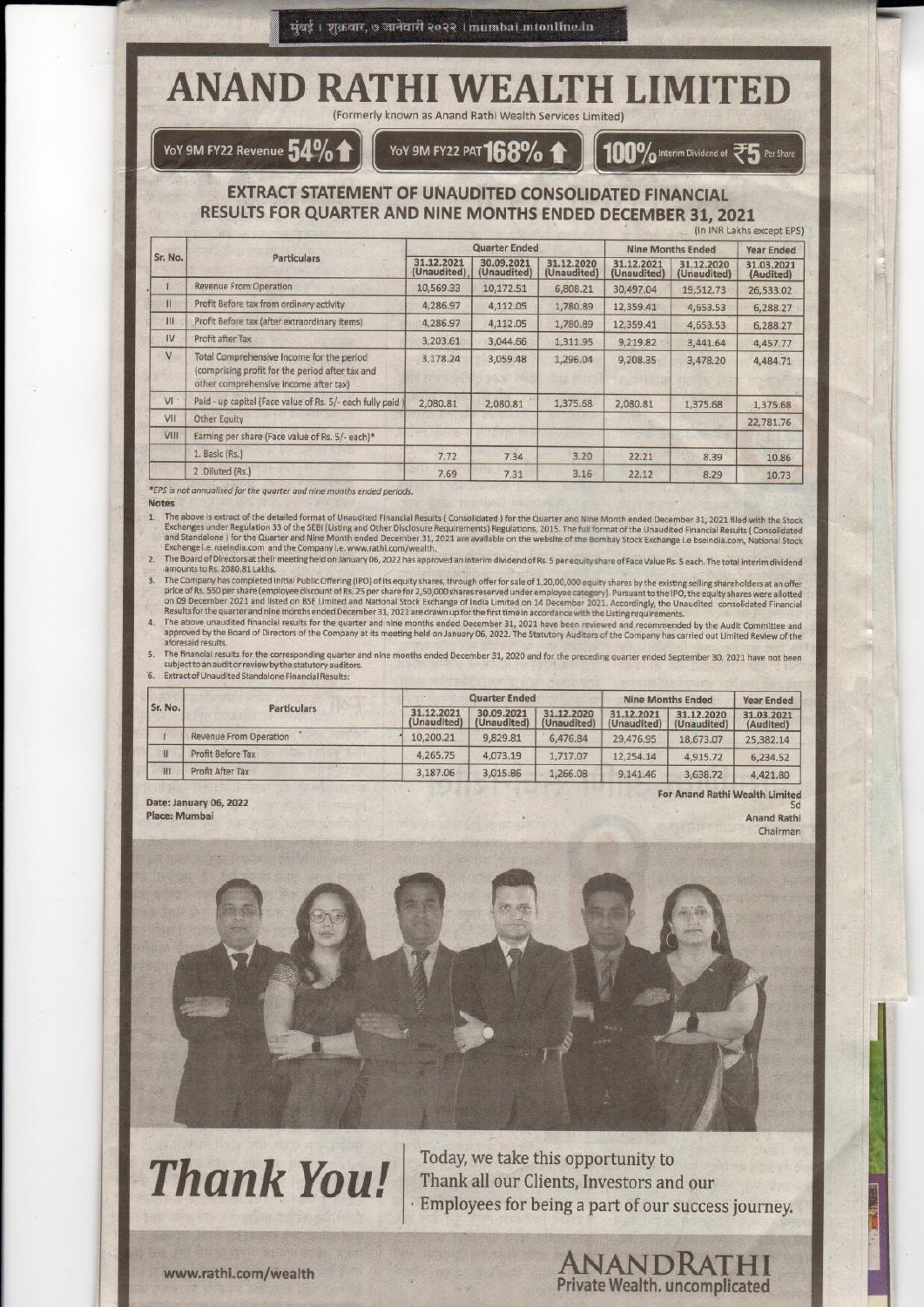# ANAND RATHI WEALTH LIMITED

(Formerly known as Anand Rathi Wealth Services Limited)

YoY 9M FY22 Revenue 54% ↑ | YoY 9M FY22 PAT 168% ↑ | 100% Interim Dividend of ₹5 Per Share

## EXTRACT STATEMENT OF UNAUDITED CONSOLIDATED FINANCIAL RESULTS FOR QUARTER AND NINE MONTHS ENDED DECEMBER 31, 2021

(In INR Lakhs except EPS)

| Sr. No. | Particulars | Quarter Ended | | | Nine Months Ended | | Year Ended |
|---|---|---|---|---|---|---|---|
| | | 31.12.2021 (Unaudited) | 30.09.2021 (Unaudited) | 31.12.2020 (Unaudited) | 31.12.2021 (Unaudited) | 31.12.2020 (Unaudited) | 31.03.2021 (Audited) |
| I | Revenue From Operation | 10,569.33 | 10,172.51 | 6,808.21 | 30,497.04 | 19,512.73 | 26,533.02 |
| II | Profit Before tax from ordinary activity | 4,286.97 | 4,112.05 | 1,780.89 | 12,359.41 | 4,653.53 | 6,288.27 |
| III | Profit Before tax (after extraordinary items) | 4,286.97 | 4,112.05 | 1,780.89 | 12,359.41 | 4,653.53 | 6,288.27 |
| IV | Profit after Tax | 3,203.61 | 3,044.66 | 1,311.95 | 9,219.82 | 3,441.64 | 4,457.77 |
| V | Total Comprehensive Income for the period (comprising profit for the period after tax and other comprehensive income after tax) | 3,178.24 | 3,059.48 | 1,296.04 | 9,208.35 | 3,478.20 | 4,484.71 |
| VI | Paid - up capital (Face value of Rs. 5/- each fully paid) | 2,080.81 | 2,080.81 | 1,375.68 | 2,080.81 | 1,375.68 | 1,375.68 |
| VII | Other Equity | | | | | | 22,781.76 |
| VIII | Earning per share (Face value of Rs. 5/- each)* | | | | | | |
| | 1. Basic (Rs.) | 7.72 | 7.34 | 3.20 | 22.21 | 8.39 | 10.86 |
| | 2. Diluted (Rs.) | 7.69 | 7.31 | 3.16 | 22.12 | 8.29 | 10.73 |

*EPS is not annualised for the quarter and nine months ended periods.

**Notes**

1. The above is extract of the detailed format of Unaudited Financial Results ( Consolidated ) for the Quarter and Nine Month ended December 31, 2021 filed with the Stock Exchanges under Regulation 33 of the SEBI (Listing and Other Disclosure Requirements) Regulations, 2015. The full format of the Unaudited Financial Results ( Consolidated and Standalone ) for the Quarter and Nine Month ended December 31, 2021 are available on the website of the Bombay Stock Exchange i.e bseindia.com, National Stock Exchange i.e. nseindia.com and the Company i.e. www.rathi.com/wealth.
2. The Board of Directors at their meeting held on January 06, 2022 has approved an interim dividend of Rs. 5 per equity share of Face Value Rs. 5 each. The total interim dividend amounts to Rs. 2080.81 Lakhs.
3. The Company has completed Initial Public Offering (IPO) of its equity shares, through offer for sale of 1,20,00,000 equity shares by the existing selling shareholders at an offer price of Rs. 550 per share (employee discount of Rs. 25 per share for 2,50,000 shares reserved under employee category). Pursuant to the IPO, the equity shares were allotted on 09 December 2021 and listed on BSE Limited and National Stock Exchange of India Limited on 14 December 2021. Accordingly, the Unaudited consolidated Financial Results for the quarter and nine months ended December 31, 2021 are drawn up for the first time in accordance with the Listing requirements.
4. The above unaudited financial results for the quarter and nine months ended December 31, 2021 have been reviewed and recommended by the Audit Committee and approved by the Board of Directors of the Company at its meeting held on January 06, 2022. The Statutory Auditors of the Company has carried out Limited Review of the aforesaid results.
5. The financial results for the corresponding quarter and nine months ended December 31, 2020 and for the preceding quarter ended September 30, 2021 have not been subject to an audit or review by the statutory auditors.
6. Extract of Unaudited Standalone Financial Results:

| Sr. No. | Particulars | Quarter Ended | | | Nine Months Ended | | Year Ended |
|---|---|---|---|---|---|---|---|
| | | 31.12.2021 (Unaudited) | 30.09.2021 (Unaudited) | 31.12.2020 (Unaudited) | 31.12.2021 (Unaudited) | 31.12.2020 (Unaudited) | 31.03.2021 (Audited) |
| I | Revenue From Operation | 10,200.21 | 9,829.81 | 6,476.84 | 29,476.95 | 18,673.07 | 25,382.14 |
| II | Profit Before Tax | 4,265.75 | 4,073.19 | 1,717.07 | 12,254.14 | 4,915.72 | 6,234.52 |
| III | Profit After Tax | 3,187.06 | 3,015.86 | 1,266.08 | 9,141.46 | 3,638.72 | 4,421.80 |

Date: January 06, 2022
Place: Mumbai

For Anand Rathi Wealth Limited
Sd
Anand Rathi
Chairman

# Thank You!

Today, we take this opportunity to Thank all our Clients, Investors and our Employees for being a part of our success journey.

www.rathi.com/wealth

ANANDRATHI
Private Wealth. uncomplicated